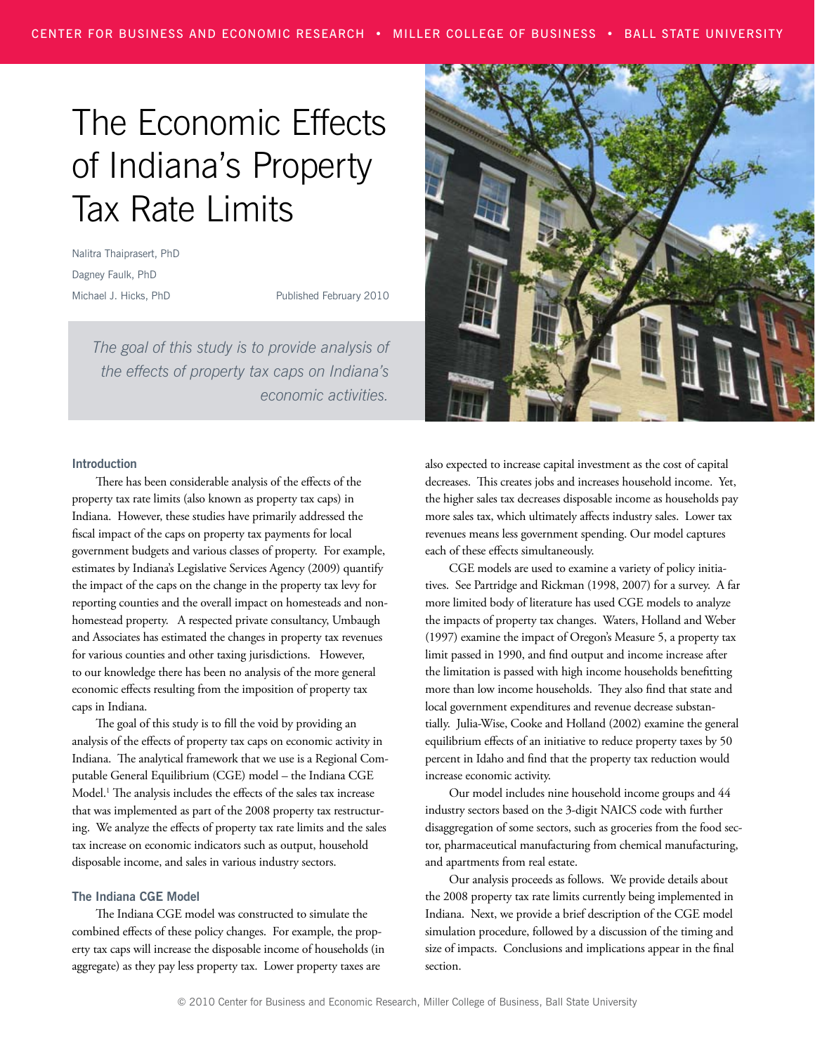# The Economic Effects of Indiana's Property Tax Rate Limits

Nalitra Thaiprasert, PhD

Dagney Faulk, PhD

Michael J. Hicks, PhD

Published February 2010

*The goal of this study is to provide analysis of the effects of property tax caps on Indiana's economic activities.*

## Introduction

There has been considerable analysis of the effects of the property tax rate limits (also known as property tax caps) in Indiana. However, these studies have primarily addressed the fiscal impact of the caps on property tax payments for local government budgets and various classes of property. For example, estimates by Indiana's Legislative Services Agency (2009) quantify the impact of the caps on the change in the property tax levy for reporting counties and the overall impact on homesteads and non-homestead property. A respected private consultancy, Umbaugh and Associates has estimated the changes in property tax revenues for various counties and other taxing jurisdictions. However, to our knowledge there has been no analysis of the more general economic effects resulting from the imposition of property tax caps in Indiana.

The goal of this study is to fill the void by providing an analysis of the effects of property tax caps on economic activity in Indiana. The analytical framework that we use is a Regional Computable General Equilibrium (CGE) model – the Indiana CGE Model.[1] The analysis includes the effects of the sales tax increase that was implemented as part of the 2008 property tax restructuring. We analyze the effects of property tax rate limits and the sales tax increase on economic indicators such as output, household disposable income, and sales in various industry sectors.

## The Indiana CGE Model

The Indiana CGE model was constructed to simulate the combined effects of these policy changes. For example, the property tax caps will increase the disposable income of households (in aggregate) as they pay less property tax. Lower property taxes are also expected to increase capital investment as the cost of capital decreases. This creates jobs and increases household income. Yet, the higher sales tax decreases disposable income as households pay more sales tax, which ultimately affects industry sales. Lower tax revenues means less government spending. Our model captures each of these effects simultaneously.

CGE models are used to examine a variety of policy initiatives. See Partridge and Rickman (1998, 2007) for a survey. A far more limited body of literature has used CGE models to analyze the impacts of property tax changes. Waters, Holland and Weber (1997) examine the impact of Oregon's Measure 5, a property tax limit passed in 1990, and find output and income increase after the limitation is passed with high income households benefitting more than low income households. They also find that state and local government expenditures and revenue decrease substantially. Julia-Wise, Cooke and Holland (2002) examine the general equilibrium effects of an initiative to reduce property taxes by 50 percent in Idaho and find that the property tax reduction would increase economic activity.

Our model includes nine household income groups and 44 industry sectors based on the 3-digit NAICS code with further disaggregation of some sectors, such as groceries from the food sector, pharmaceutical manufacturing from chemical manufacturing, and apartments from real estate.

Our analysis proceeds as follows. We provide details about the 2008 property tax rate limits currently being implemented in Indiana. Next, we provide a brief description of the CGE model simulation procedure, followed by a discussion of the timing and size of impacts. Conclusions and implications appear in the final section.

© 2010 Center for Business and Economic Research, Miller College of Business, Ball State University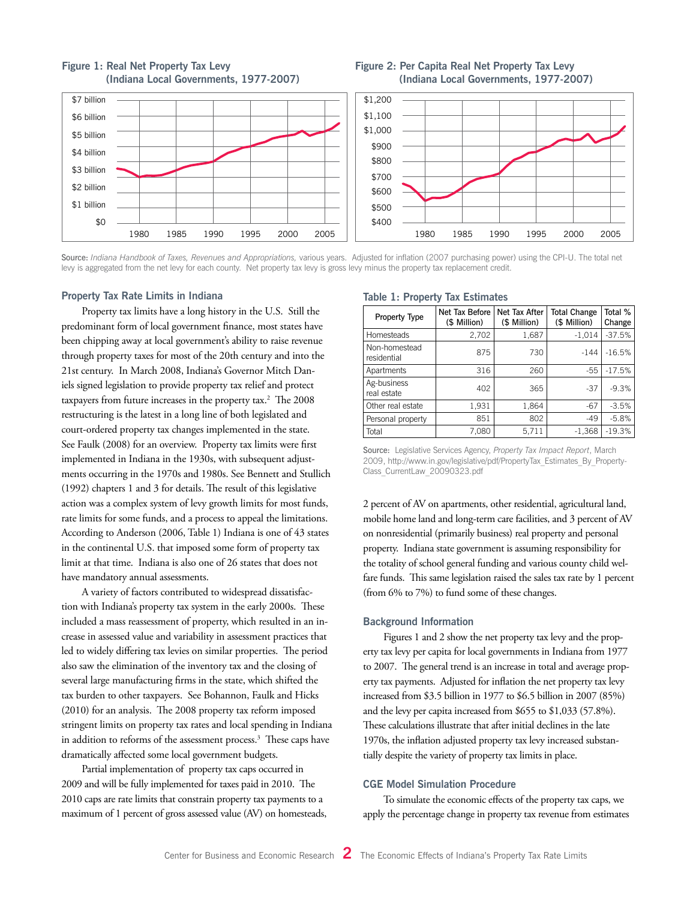**Figure 1: Real Net Property Tax Levy (Indiana Local Governments, 1977-2007)**

**Figure 2: Per Capita Real Net Property Tax Levy (Indiana Local Governments, 1977-2007)**

Source: *Indiana Handbook of Taxes, Revenues and Appropriations,* various years. Adjusted for inflation (2007 purchasing power) using the CPI-U. The total net levy is aggregated from the net levy for each county. Net property tax levy is gross levy minus the property tax replacement credit.

### Property Tax Rate Limits in Indiana

Property tax limits have a long history in the U.S. Still the predominant form of local government finance, most states have been chipping away at local government's ability to raise revenue through property taxes for most of the 20th century and into the 21st century. In March 2008, Indiana's Governor Mitch Daniels signed legislation to provide property tax relief and protect taxpayers from future increases in the property tax.[2] The 2008 restructuring is the latest in a long line of both legislated and court-ordered property tax changes implemented in the state. See Faulk (2008) for an overview. Property tax limits were first implemented in Indiana in the 1930s, with subsequent adjustments occurring in the 1970s and 1980s. See Bennett and Stullich (1992) chapters 1 and 3 for details. The result of this legislative action was a complex system of levy growth limits for most funds, rate limits for some funds, and a process to appeal the limitations. According to Anderson (2006, Table 1) Indiana is one of 43 states in the continental U.S. that imposed some form of property tax limit at that time. Indiana is also one of 26 states that does not have mandatory annual assessments.

A variety of factors contributed to widespread dissatisfaction with Indiana's property tax system in the early 2000s. These included a mass reassessment of property, which resulted in an increase in assessed value and variability in assessment practices that led to widely differing tax levies on similar properties. The period also saw the elimination of the inventory tax and the closing of several large manufacturing firms in the state, which shifted the tax burden to other taxpayers. See Bohannon, Faulk and Hicks (2010) for an analysis. The 2008 property tax reform imposed stringent limits on property tax rates and local spending in Indiana in addition to reforms of the assessment process.[3] These caps have dramatically affected some local government budgets.

Partial implementation of property tax caps occurred in 2009 and will be fully implemented for taxes paid in 2010. The 2010 caps are rate limits that constrain property tax payments to a maximum of 1 percent of gross assessed value (AV) on homesteads, 2 percent of AV on apartments, other residential, agricultural land, mobile home land and long-term care facilities, and 3 percent of AV on nonresidential (primarily business) real property and personal property. Indiana state government is assuming responsibility for the totality of school general funding and various county child welfare funds. This same legislation raised the sales tax rate by 1 percent (from 6% to 7%) to fund some of these changes.

**Table 1: Property Tax Estimates**

| Property Type | Net Tax Before ($ Million) | Net Tax After ($ Million) | Total Change ($ Million) | Total % Change |
|---|---|---|---|---|
| Homesteads | 2,702 | 1,687 | -1,014 | -37.5% |
| Non-homestead residential | 875 | 730 | -144 | -16.5% |
| Apartments | 316 | 260 | -55 | -17.5% |
| Ag-business real estate | 402 | 365 | -37 | -9.3% |
| Other real estate | 1,931 | 1,864 | -67 | -3.5% |
| Personal property | 851 | 802 | -49 | -5.8% |
| Total | 7,080 | 5,711 | -1,368 | -19.3% |

Source: Legislative Services Agency, *Property Tax Impact Report*, March 2009, http://www.in.gov/legislative/pdf/PropertyTax_Estimates_By_Property-Class_CurrentLaw_20090323.pdf

### Background Information

Figures 1 and 2 show the net property tax levy and the property tax levy per capita for local governments in Indiana from 1977 to 2007. The general trend is an increase in total and average property tax payments. Adjusted for inflation the net property tax levy increased from $3.5 billion in 1977 to $6.5 billion in 2007 (85%) and the levy per capita increased from $655 to $1,033 (57.8%). These calculations illustrate that after initial declines in the late 1970s, the inflation adjusted property tax levy increased substantially despite the variety of property tax limits in place.

### CGE Model Simulation Procedure

To simulate the economic effects of the property tax caps, we apply the percentage change in property tax revenue from estimates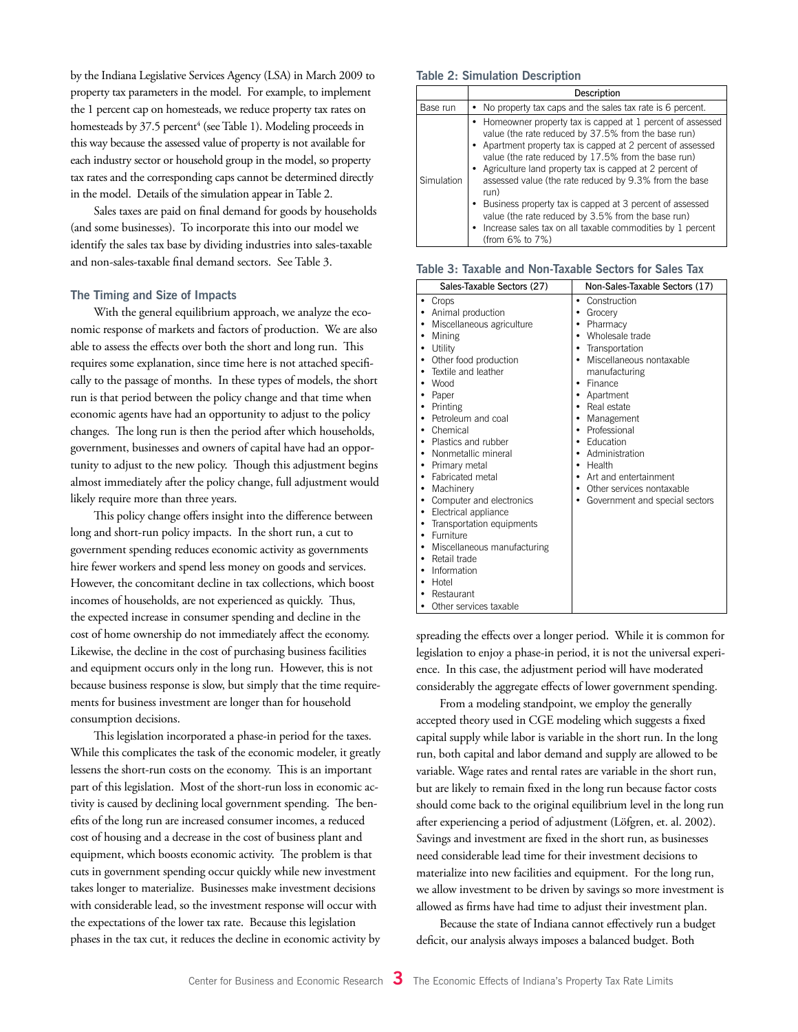by the Indiana Legislative Services Agency (LSA) in March 2009 to property tax parameters in the model. For example, to implement the 1 percent cap on homesteads, we reduce property tax rates on homesteads by 37.5 percent[4] (see Table 1). Modeling proceeds in this way because the assessed value of property is not available for each industry sector or household group in the model, so property tax rates and the corresponding caps cannot be determined directly in the model. Details of the simulation appear in Table 2.

Sales taxes are paid on final demand for goods by households (and some businesses). To incorporate this into our model we identify the sales tax base by dividing industries into sales-taxable and non-sales-taxable final demand sectors. See Table 3.

### The Timing and Size of Impacts

With the general equilibrium approach, we analyze the economic response of markets and factors of production. We are also able to assess the effects over both the short and long run. This requires some explanation, since time here is not attached specifically to the passage of months. In these types of models, the short run is that period between the policy change and that time when economic agents have had an opportunity to adjust to the policy changes. The long run is then the period after which households, government, businesses and owners of capital have had an opportunity to adjust to the new policy. Though this adjustment begins almost immediately after the policy change, full adjustment would likely require more than three years.

This policy change offers insight into the difference between long and short-run policy impacts. In the short run, a cut to government spending reduces economic activity as governments hire fewer workers and spend less money on goods and services. However, the concomitant decline in tax collections, which boost incomes of households, are not experienced as quickly. Thus, the expected increase in consumer spending and decline in the cost of home ownership do not immediately affect the economy. Likewise, the decline in the cost of purchasing business facilities and equipment occurs only in the long run. However, this is not because business response is slow, but simply that the time requirements for business investment are longer than for household consumption decisions.

This legislation incorporated a phase-in period for the taxes. While this complicates the task of the economic modeler, it greatly lessens the short-run costs on the economy. This is an important part of this legislation. Most of the short-run loss in economic activity is caused by declining local government spending. The benefits of the long run are increased consumer incomes, a reduced cost of housing and a decrease in the cost of business plant and equipment, which boosts economic activity. The problem is that cuts in government spending occur quickly while new investment takes longer to materialize. Businesses make investment decisions with considerable lead, so the investment response will occur with the expectations of the lower tax rate. Because this legislation phases in the tax cut, it reduces the decline in economic activity by spreading the effects over a longer period. While it is common for legislation to enjoy a phase-in period, it is not the universal experience. In this case, the adjustment period will have moderated considerably the aggregate effects of lower government spending.

From a modeling standpoint, we employ the generally accepted theory used in CGE modeling which suggests a fixed capital supply while labor is variable in the short run. In the long run, both capital and labor demand and supply are allowed to be variable. Wage rates and rental rates are variable in the short run, but are likely to remain fixed in the long run because factor costs should come back to the original equilibrium level in the long run after experiencing a period of adjustment (Löfgren, et. al. 2002). Savings and investment are fixed in the short run, as businesses need considerable lead time for their investment decisions to materialize into new facilities and equipment. For the long run, we allow investment to be driven by savings so more investment is allowed as firms have had time to adjust their investment plan.

Because the state of Indiana cannot effectively run a budget deficit, our analysis always imposes a balanced budget. Both

**Table 2: Simulation Description**

| | Description |
|---|---|
| Base run | • No property tax caps and the sales tax rate is 6 percent. |
| Simulation | • Homeowner property tax is capped at 1 percent of assessed value (the rate reduced by 37.5% from the base run)<br>• Apartment property tax is capped at 2 percent of assessed value (the rate reduced by 17.5% from the base run)<br>• Agriculture land property tax is capped at 2 percent of assessed value (the rate reduced by 9.3% from the base run)<br>• Business property tax is capped at 3 percent of assessed value (the rate reduced by 3.5% from the base run)<br>• Increase sales tax on all taxable commodities by 1 percent (from 6% to 7%) |

**Table 3: Taxable and Non-Taxable Sectors for Sales Tax**

| Sales-Taxable Sectors (27) | Non-Sales-Taxable Sectors (17) |
|---|---|
| • Crops<br>• Animal production<br>• Miscellaneous agriculture<br>• Mining<br>• Utility<br>• Other food production<br>• Textile and leather<br>• Wood<br>• Paper<br>• Printing<br>• Petroleum and coal<br>• Chemical<br>• Plastics and rubber<br>• Nonmetallic mineral<br>• Primary metal<br>• Fabricated metal<br>• Machinery<br>• Computer and electronics<br>• Electrical appliance<br>• Transportation equipments<br>• Furniture<br>• Miscellaneous manufacturing<br>• Retail trade<br>• Information<br>• Hotel<br>• Restaurant<br>• Other services taxable | • Construction<br>• Grocery<br>• Pharmacy<br>• Wholesale trade<br>• Transportation<br>• Miscellaneous nontaxable manufacturing<br>• Finance<br>• Apartment<br>• Real estate<br>• Management<br>• Professional<br>• Education<br>• Administration<br>• Health<br>• Art and entertainment<br>• Other services nontaxable<br>• Government and special sectors |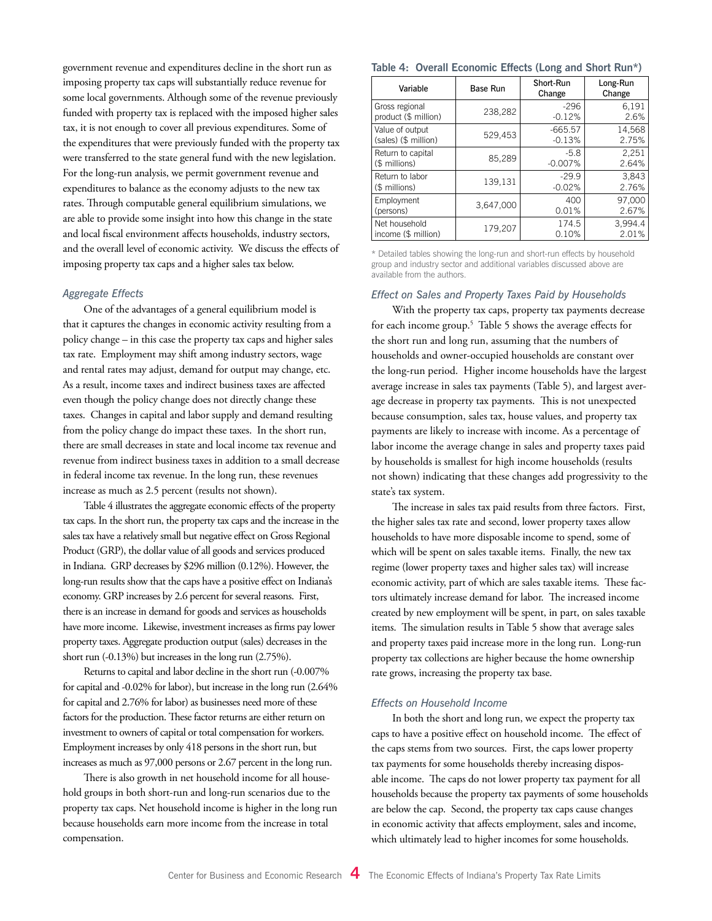government revenue and expenditures decline in the short run as imposing property tax caps will substantially reduce revenue for some local governments. Although some of the revenue previously funded with property tax is replaced with the imposed higher sales tax, it is not enough to cover all previous expenditures. Some of the expenditures that were previously funded with the property tax were transferred to the state general fund with the new legislation. For the long-run analysis, we permit government revenue and expenditures to balance as the economy adjusts to the new tax rates. Through computable general equilibrium simulations, we are able to provide some insight into how this change in the state and local fiscal environment affects households, industry sectors, and the overall level of economic activity. We discuss the effects of imposing property tax caps and a higher sales tax below.

### *Aggregate Effects*

One of the advantages of a general equilibrium model is that it captures the changes in economic activity resulting from a policy change – in this case the property tax caps and higher sales tax rate. Employment may shift among industry sectors, wage and rental rates may adjust, demand for output may change, etc. As a result, income taxes and indirect business taxes are affected even though the policy change does not directly change these taxes. Changes in capital and labor supply and demand resulting from the policy change do impact these taxes. In the short run, there are small decreases in state and local income tax revenue and revenue from indirect business taxes in addition to a small decrease in federal income tax revenue. In the long run, these revenues increase as much as 2.5 percent (results not shown).

Table 4 illustrates the aggregate economic effects of the property tax caps. In the short run, the property tax caps and the increase in the sales tax have a relatively small but negative effect on Gross Regional Product (GRP), the dollar value of all goods and services produced in Indiana. GRP decreases by $296 million (0.12%). However, the long-run results show that the caps have a positive effect on Indiana's economy. GRP increases by 2.6 percent for several reasons. First, there is an increase in demand for goods and services as households have more income. Likewise, investment increases as firms pay lower property taxes. Aggregate production output (sales) decreases in the short run (-0.13%) but increases in the long run (2.75%).

Returns to capital and labor decline in the short run (-0.007% for capital and -0.02% for labor), but increase in the long run (2.64% for capital and 2.76% for labor) as businesses need more of these factors for the production. These factor returns are either return on investment to owners of capital or total compensation for workers. Employment increases by only 418 persons in the short run, but increases as much as 97,000 persons or 2.67 percent in the long run.

There is also growth in net household income for all household groups in both short-run and long-run scenarios due to the property tax caps. Net household income is higher in the long run because households earn more income from the increase in total compensation.

**Table 4: Overall Economic Effects (Long and Short Run*)**

| Variable | Base Run | Short-Run Change | Long-Run Change |
|---|---|---|---|
| Gross regional product ($ million) | 238,282 | -296<br>-0.12% | 6,191<br>2.6% |
| Value of output (sales) ($ million) | 529,453 | -665.57<br>-0.13% | 14,568<br>2.75% |
| Return to capital ($ millions) | 85,289 | -5.8<br>-0.007% | 2,251<br>2.64% |
| Return to labor ($ millions) | 139,131 | -29.9<br>-0.02% | 3,843<br>2.76% |
| Employment (persons) | 3,647,000 | 400<br>0.01% | 97,000<br>2.67% |
| Net household income ($ million) | 179,207 | 174.5<br>0.10% | 3,994.4<br>2.01% |

* Detailed tables showing the long-run and short-run effects by household group and industry sector and additional variables discussed above are available from the authors.

### *Effect on Sales and Property Taxes Paid by Households*

With the property tax caps, property tax payments decrease for each income group.[5] Table 5 shows the average effects for the short run and long run, assuming that the numbers of households and owner-occupied households are constant over the long-run period. Higher income households have the largest average increase in sales tax payments (Table 5), and largest average decrease in property tax payments. This is not unexpected because consumption, sales tax, house values, and property tax payments are likely to increase with income. As a percentage of labor income the average change in sales and property taxes paid by households is smallest for high income households (results not shown) indicating that these changes add progressivity to the state's tax system.

The increase in sales tax paid results from three factors. First, the higher sales tax rate and second, lower property taxes allow households to have more disposable income to spend, some of which will be spent on sales taxable items. Finally, the new tax regime (lower property taxes and higher sales tax) will increase economic activity, part of which are sales taxable items. These factors ultimately increase demand for labor. The increased income created by new employment will be spent, in part, on sales taxable items. The simulation results in Table 5 show that average sales and property taxes paid increase more in the long run. Long-run property tax collections are higher because the home ownership rate grows, increasing the property tax base.

### *Effects on Household Income*

In both the short and long run, we expect the property tax caps to have a positive effect on household income. The effect of the caps stems from two sources. First, the caps lower property tax payments for some households thereby increasing disposable income. The caps do not lower property tax payment for all households because the property tax payments of some households are below the cap. Second, the property tax caps cause changes in economic activity that affects employment, sales and income, which ultimately lead to higher incomes for some households.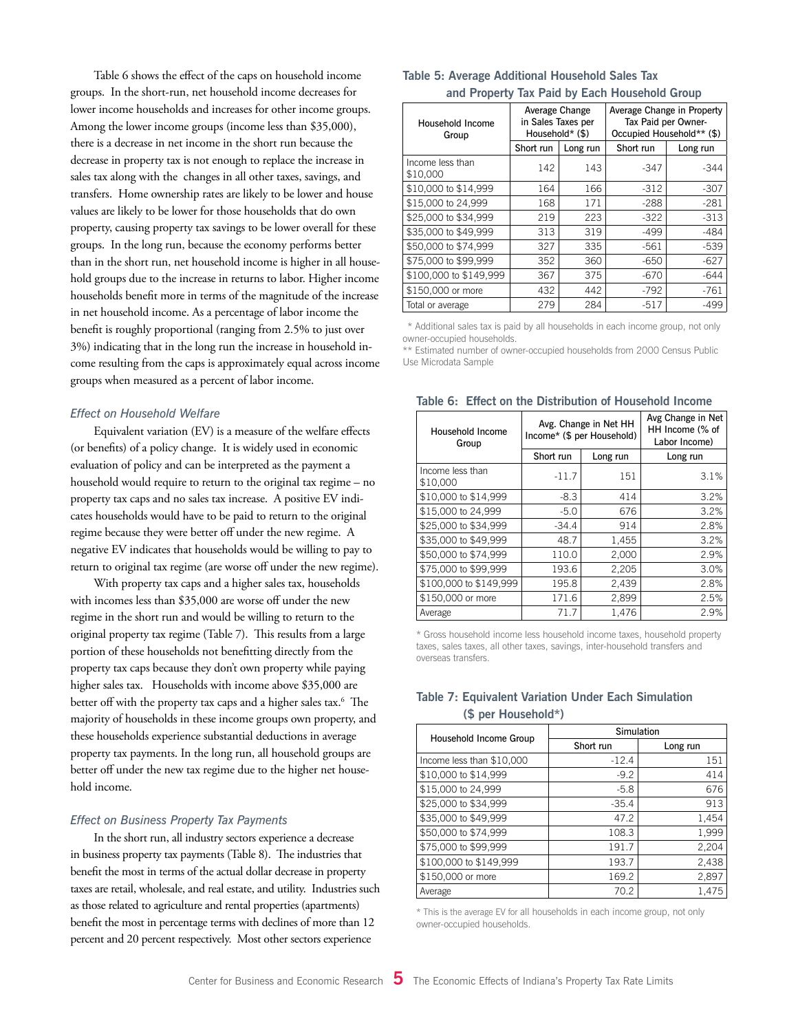Table 6 shows the effect of the caps on household income groups. In the short-run, net household income decreases for lower income households and increases for other income groups. Among the lower income groups (income less than $35,000), there is a decrease in net income in the short run because the decrease in property tax is not enough to replace the increase in sales tax along with the changes in all other taxes, savings, and transfers. Home ownership rates are likely to be lower and house values are likely to be lower for those households that do own property, causing property tax savings to be lower overall for these groups. In the long run, because the economy performs better than in the short run, net household income is higher in all household groups due to the increase in returns to labor. Higher income households benefit more in terms of the magnitude of the increase in net household income. As a percentage of labor income the benefit is roughly proportional (ranging from 2.5% to just over 3%) indicating that in the long run the increase in household income resulting from the caps is approximately equal across income groups when measured as a percent of labor income.

### *Effect on Household Welfare*

Equivalent variation (EV) is a measure of the welfare effects (or benefits) of a policy change. It is widely used in economic evaluation of policy and can be interpreted as the payment a household would require to return to the original tax regime – no property tax caps and no sales tax increase. A positive EV indicates households would have to be paid to return to the original regime because they were better off under the new regime. A negative EV indicates that households would be willing to pay to return to original tax regime (are worse off under the new regime).

With property tax caps and a higher sales tax, households with incomes less than $35,000 are worse off under the new regime in the short run and would be willing to return to the original property tax regime (Table 7). This results from a large portion of these households not benefitting directly from the property tax caps because they don't own property while paying higher sales tax. Households with income above $35,000 are better off with the property tax caps and a higher sales tax.[6] The majority of households in these income groups own property, and these households experience substantial deductions in average property tax payments. In the long run, all household groups are better off under the new tax regime due to the higher net household income.

### *Effect on Business Property Tax Payments*

In the short run, all industry sectors experience a decrease in business property tax payments (Table 8). The industries that benefit the most in terms of the actual dollar decrease in property taxes are retail, wholesale, and real estate, and utility. Industries such as those related to agriculture and rental properties (apartments) benefit the most in percentage terms with declines of more than 12 percent and 20 percent respectively. Most other sectors experience

**Table 5: Average Additional Household Sales Tax and Property Tax Paid by Each Household Group**

| Household Income Group | Average Change in Sales Taxes per Household* ($) | | Average Change in Property Tax Paid per Owner-Occupied Household** ($) | |
|---|---|---|---|---|
| | Short run | Long run | Short run | Long run |
| Income less than $10,000 | 142 | 143 | -347 | -344 |
| $10,000 to $14,999 | 164 | 166 | -312 | -307 |
| $15,000 to 24,999 | 168 | 171 | -288 | -281 |
| $25,000 to $34,999 | 219 | 223 | -322 | -313 |
| $35,000 to $49,999 | 313 | 319 | -499 | -484 |
| $50,000 to $74,999 | 327 | 335 | -561 | -539 |
| $75,000 to $99,999 | 352 | 360 | -650 | -627 |
| $100,000 to $149,999 | 367 | 375 | -670 | -644 |
| $150,000 or more | 432 | 442 | -792 | -761 |
| Total or average | 279 | 284 | -517 | -499 |

\* Additional sales tax is paid by all households in each income group, not only owner-occupied households.
\** Estimated number of owner-occupied households from 2000 Census Public Use Microdata Sample

**Table 6: Effect on the Distribution of Household Income**

| Household Income Group | Avg. Change in Net HH Income* ($ per Household) | | Avg Change in Net HH Income (% of Labor Income) |
|---|---|---|---|
| | Short run | Long run | Long run |
| Income less than $10,000 | -11.7 | 151 | 3.1% |
| $10,000 to $14,999 | -8.3 | 414 | 3.2% |
| $15,000 to 24,999 | -5.0 | 676 | 3.2% |
| $25,000 to $34,999 | -34.4 | 914 | 2.8% |
| $35,000 to $49,999 | 48.7 | 1,455 | 3.2% |
| $50,000 to $74,999 | 110.0 | 2,000 | 2.9% |
| $75,000 to $99,999 | 193.6 | 2,205 | 3.0% |
| $100,000 to $149,999 | 195.8 | 2,439 | 2.8% |
| $150,000 or more | 171.6 | 2,899 | 2.5% |
| Average | 71.7 | 1,476 | 2.9% |

\* Gross household income less household income taxes, household property taxes, sales taxes, all other taxes, savings, inter-household transfers and overseas transfers.

**Table 7: Equivalent Variation Under Each Simulation ($ per Household*)**

| Household Income Group | Simulation | |
|---|---|---|
| | Short run | Long run |
| Income less than $10,000 | -12.4 | 151 |
| $10,000 to $14,999 | -9.2 | 414 |
| $15,000 to 24,999 | -5.8 | 676 |
| $25,000 to $34,999 | -35.4 | 913 |
| $35,000 to $49,999 | 47.2 | 1,454 |
| $50,000 to $74,999 | 108.3 | 1,999 |
| $75,000 to $99,999 | 191.7 | 2,204 |
| $100,000 to $149,999 | 193.7 | 2,438 |
| $150,000 or more | 169.2 | 2,897 |
| Average | 70.2 | 1,475 |

\* This is the average EV for all households in each income group, not only owner-occupied households.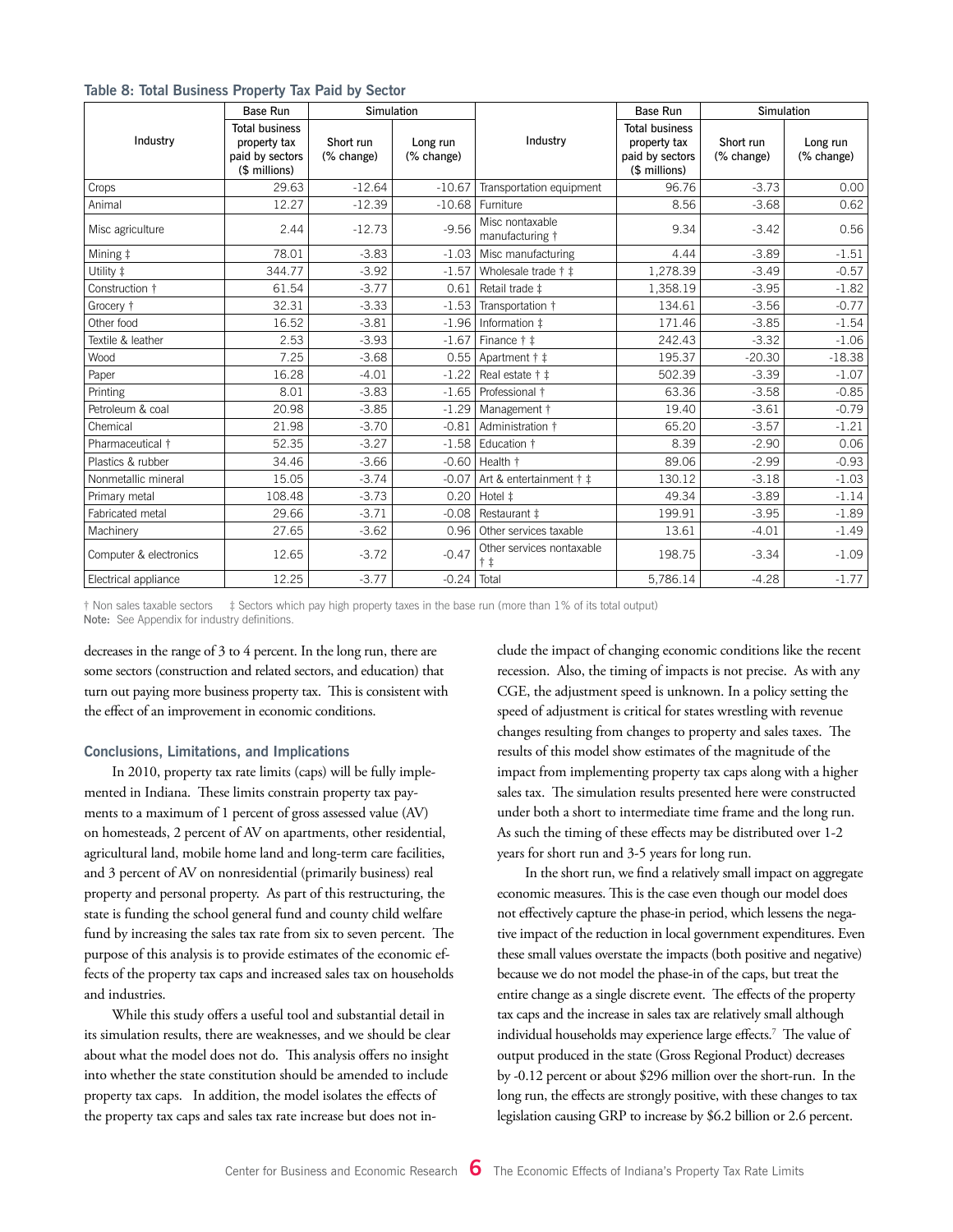**Table 8: Total Business Property Tax Paid by Sector**

| Industry | Base Run | Simulation | | Industry | Base Run | Simulation | |
|---|---|---|---|---|---|---|---|
| | Total business property tax paid by sectors ($ millions) | Short run (% change) | Long run (% change) | | Total business property tax paid by sectors ($ millions) | Short run (% change) | Long run (% change) |
| Crops | 29.63 | -12.64 | -10.67 | Transportation equipment | 96.76 | -3.73 | 0.00 |
| Animal | 12.27 | -12.39 | -10.68 | Furniture | 8.56 | -3.68 | 0.62 |
| Misc agriculture | 2.44 | -12.73 | -9.56 | Misc nontaxable manufacturing † | 9.34 | -3.42 | 0.56 |
| Mining ‡ | 78.01 | -3.83 | -1.03 | Misc manufacturing | 4.44 | -3.89 | -1.51 |
| Utility ‡ | 344.77 | -3.92 | -1.57 | Wholesale trade † ‡ | 1,278.39 | -3.49 | -0.57 |
| Construction † | 61.54 | -3.77 | 0.61 | Retail trade ‡ | 1,358.19 | -3.95 | -1.82 |
| Grocery † | 32.31 | -3.33 | -1.53 | Transportation † | 134.61 | -3.56 | -0.77 |
| Other food | 16.52 | -3.81 | -1.96 | Information ‡ | 171.46 | -3.85 | -1.54 |
| Textile & leather | 2.53 | -3.93 | -1.67 | Finance † ‡ | 242.43 | -3.32 | -1.06 |
| Wood | 7.25 | -3.68 | 0.55 | Apartment † ‡ | 195.37 | -20.30 | -18.38 |
| Paper | 16.28 | -4.01 | -1.22 | Real estate † ‡ | 502.39 | -3.39 | -1.07 |
| Printing | 8.01 | -3.83 | -1.65 | Professional † | 63.36 | -3.58 | -0.85 |
| Petroleum & coal | 20.98 | -3.85 | -1.29 | Management † | 19.40 | -3.61 | -0.79 |
| Chemical | 21.98 | -3.70 | -0.81 | Administration † | 65.20 | -3.57 | -1.21 |
| Pharmaceutical † | 52.35 | -3.27 | -1.58 | Education † | 8.39 | -2.90 | 0.06 |
| Plastics & rubber | 34.46 | -3.66 | -0.60 | Health † | 89.06 | -2.99 | -0.93 |
| Nonmetallic mineral | 15.05 | -3.74 | -0.07 | Art & entertainment † ‡ | 130.12 | -3.18 | -1.03 |
| Primary metal | 108.48 | -3.73 | 0.20 | Hotel ‡ | 49.34 | -3.89 | -1.14 |
| Fabricated metal | 29.66 | -3.71 | -0.08 | Restaurant ‡ | 199.91 | -3.95 | -1.89 |
| Machinery | 27.65 | -3.62 | 0.96 | Other services taxable | 13.61 | -4.01 | -1.49 |
| Computer & electronics | 12.65 | -3.72 | -0.47 | Other services nontaxable † ‡ | 198.75 | -3.34 | -1.09 |
| Electrical appliance | 12.25 | -3.77 | -0.24 | Total | 5,786.14 | -4.28 | -1.77 |

† Non sales taxable sectors ‡ Sectors which pay high property taxes in the base run (more than 1% of its total output)
**Note:** See Appendix for industry definitions.

decreases in the range of 3 to 4 percent. In the long run, there are some sectors (construction and related sectors, and education) that turn out paying more business property tax. This is consistent with the effect of an improvement in economic conditions.

### Conclusions, Limitations, and Implications

In 2010, property tax rate limits (caps) will be fully implemented in Indiana. These limits constrain property tax payments to a maximum of 1 percent of gross assessed value (AV) on homesteads, 2 percent of AV on apartments, other residential, agricultural land, mobile home land and long-term care facilities, and 3 percent of AV on nonresidential (primarily business) real property and personal property. As part of this restructuring, the state is funding the school general fund and county child welfare fund by increasing the sales tax rate from six to seven percent. The purpose of this analysis is to provide estimates of the economic effects of the property tax caps and increased sales tax on households and industries.

While this study offers a useful tool and substantial detail in its simulation results, there are weaknesses, and we should be clear about what the model does not do. This analysis offers no insight into whether the state constitution should be amended to include property tax caps. In addition, the model isolates the effects of the property tax caps and sales tax rate increase but does not include the impact of changing economic conditions like the recent recession. Also, the timing of impacts is not precise. As with any CGE, the adjustment speed is unknown. In a policy setting the speed of adjustment is critical for states wrestling with revenue changes resulting from changes to property and sales taxes. The results of this model show estimates of the magnitude of the impact from implementing property tax caps along with a higher sales tax. The simulation results presented here were constructed under both a short to intermediate time frame and the long run. As such the timing of these effects may be distributed over 1-2 years for short run and 3-5 years for long run.

In the short run, we find a relatively small impact on aggregate economic measures. This is the case even though our model does not effectively capture the phase-in period, which lessens the negative impact of the reduction in local government expenditures. Even these small values overstate the impacts (both positive and negative) because we do not model the phase-in of the caps, but treat the entire change as a single discrete event. The effects of the property tax caps and the increase in sales tax are relatively small although individual households may experience large effects.[7] The value of output produced in the state (Gross Regional Product) decreases by -0.12 percent or about $296 million over the short-run. In the long run, the effects are strongly positive, with these changes to tax legislation causing GRP to increase by $6.2 billion or 2.6 percent.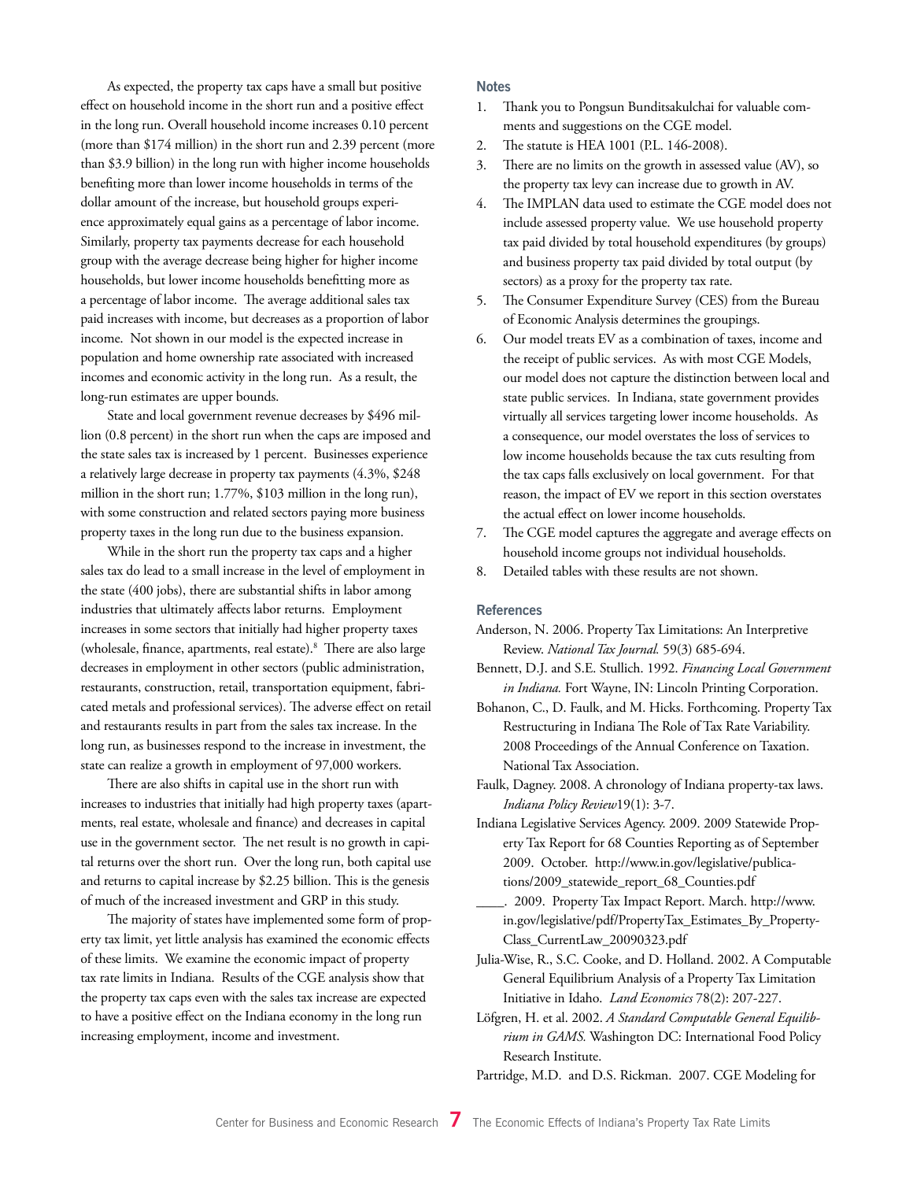As expected, the property tax caps have a small but positive effect on household income in the short run and a positive effect in the long run. Overall household income increases 0.10 percent (more than $174 million) in the short run and 2.39 percent (more than $3.9 billion) in the long run with higher income households benefiting more than lower income households in terms of the dollar amount of the increase, but household groups experience approximately equal gains as a percentage of labor income. Similarly, property tax payments decrease for each household group with the average decrease being higher for higher income households, but lower income households benefitting more as a percentage of labor income. The average additional sales tax paid increases with income, but decreases as a proportion of labor income. Not shown in our model is the expected increase in population and home ownership rate associated with increased incomes and economic activity in the long run. As a result, the long-run estimates are upper bounds.

State and local government revenue decreases by $496 million (0.8 percent) in the short run when the caps are imposed and the state sales tax is increased by 1 percent. Businesses experience a relatively large decrease in property tax payments (4.3%, $248 million in the short run; 1.77%, $103 million in the long run), with some construction and related sectors paying more business property taxes in the long run due to the business expansion.

While in the short run the property tax caps and a higher sales tax do lead to a small increase in the level of employment in the state (400 jobs), there are substantial shifts in labor among industries that ultimately affects labor returns. Employment increases in some sectors that initially had higher property taxes (wholesale, finance, apartments, real estate).[8] There are also large decreases in employment in other sectors (public administration, restaurants, construction, retail, transportation equipment, fabricated metals and professional services). The adverse effect on retail and restaurants results in part from the sales tax increase. In the long run, as businesses respond to the increase in investment, the state can realize a growth in employment of 97,000 workers.

There are also shifts in capital use in the short run with increases to industries that initially had high property taxes (apartments, real estate, wholesale and finance) and decreases in capital use in the government sector. The net result is no growth in capital returns over the short run. Over the long run, both capital use and returns to capital increase by $2.25 billion. This is the genesis of much of the increased investment and GRP in this study.

The majority of states have implemented some form of property tax limit, yet little analysis has examined the economic effects of these limits. We examine the economic impact of property tax rate limits in Indiana. Results of the CGE analysis show that the property tax caps even with the sales tax increase are expected to have a positive effect on the Indiana economy in the long run increasing employment, income and investment.

### Notes

1. Thank you to Pongsun Bunditsakulchai for valuable comments and suggestions on the CGE model.
2. The statute is HEA 1001 (P.L. 146-2008).
3. There are no limits on the growth in assessed value (AV), so the property tax levy can increase due to growth in AV.
4. The IMPLAN data used to estimate the CGE model does not include assessed property value. We use household property tax paid divided by total household expenditures (by groups) and business property tax paid divided by total output (by sectors) as a proxy for the property tax rate.
5. The Consumer Expenditure Survey (CES) from the Bureau of Economic Analysis determines the groupings.
6. Our model treats EV as a combination of taxes, income and the receipt of public services. As with most CGE Models, our model does not capture the distinction between local and state public services. In Indiana, state government provides virtually all services targeting lower income households. As a consequence, our model overstates the loss of services to low income households because the tax cuts resulting from the tax caps falls exclusively on local government. For that reason, the impact of EV we report in this section overstates the actual effect on lower income households.
7. The CGE model captures the aggregate and average effects on household income groups not individual households.
8. Detailed tables with these results are not shown.

### References

Anderson, N. 2006. Property Tax Limitations: An Interpretive Review. *National Tax Journal.* 59(3) 685-694.

Bennett, D.J. and S.E. Stullich. 1992. *Financing Local Government in Indiana.* Fort Wayne, IN: Lincoln Printing Corporation.

Bohanon, C., D. Faulk, and M. Hicks. Forthcoming. Property Tax Restructuring in Indiana The Role of Tax Rate Variability. 2008 Proceedings of the Annual Conference on Taxation. National Tax Association.

Faulk, Dagney. 2008. A chronology of Indiana property-tax laws. *Indiana Policy Review* 19(1): 3-7.

Indiana Legislative Services Agency. 2009. 2009 Statewide Property Tax Report for 68 Counties Reporting as of September 2009. October. http://www.in.gov/legislative/publications/2009_statewide_report_68_Counties.pdf

____. 2009. Property Tax Impact Report. March. http://www.in.gov/legislative/pdf/PropertyTax_Estimates_By_PropertyClass_CurrentLaw_20090323.pdf

Julia-Wise, R., S.C. Cooke, and D. Holland. 2002. A Computable General Equilibrium Analysis of a Property Tax Limitation Initiative in Idaho. *Land Economics* 78(2): 207-227.

Löfgren, H. et al. 2002. *A Standard Computable General Equilibrium in GAMS.* Washington DC: International Food Policy Research Institute.

Partridge, M.D. and D.S. Rickman. 2007. CGE Modeling for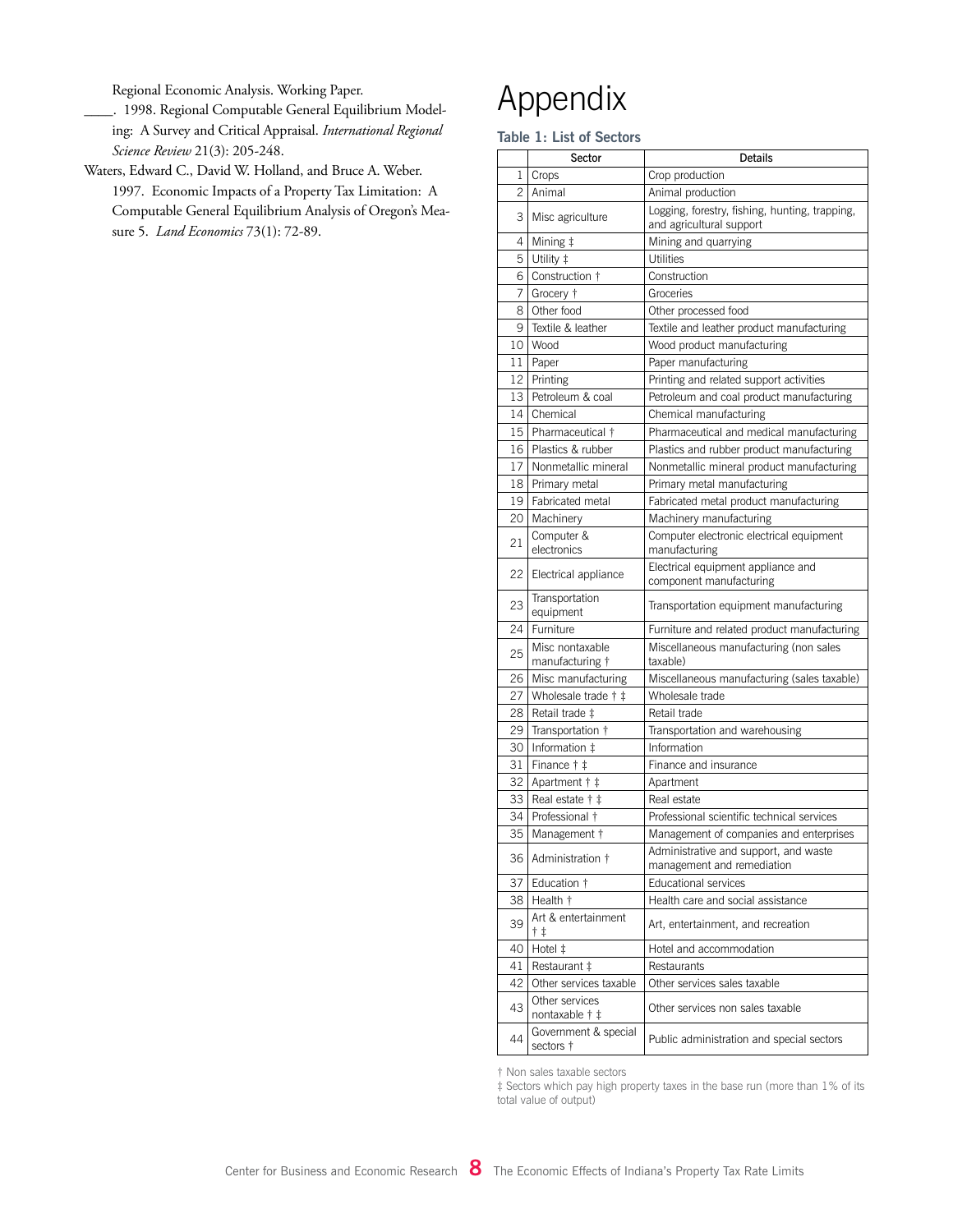Regional Economic Analysis. Working Paper.

____. 1998. Regional Computable General Equilibrium Modeling: A Survey and Critical Appraisal. *International Regional Science Review* 21(3): 205-248.

Waters, Edward C., David W. Holland, and Bruce A. Weber. 1997. Economic Impacts of a Property Tax Limitation: A Computable General Equilibrium Analysis of Oregon's Measure 5. *Land Economics* 73(1): 72-89.

# Appendix

### Table 1: List of Sectors

| | Sector | Details |
|---|---|---|
| 1 | Crops | Crop production |
| 2 | Animal | Animal production |
| 3 | Misc agriculture | Logging, forestry, fishing, hunting, trapping, and agricultural support |
| 4 | Mining ‡ | Mining and quarrying |
| 5 | Utility ‡ | Utilities |
| 6 | Construction † | Construction |
| 7 | Grocery † | Groceries |
| 8 | Other food | Other processed food |
| 9 | Textile & leather | Textile and leather product manufacturing |
| 10 | Wood | Wood product manufacturing |
| 11 | Paper | Paper manufacturing |
| 12 | Printing | Printing and related support activities |
| 13 | Petroleum & coal | Petroleum and coal product manufacturing |
| 14 | Chemical | Chemical manufacturing |
| 15 | Pharmaceutical † | Pharmaceutical and medical manufacturing |
| 16 | Plastics & rubber | Plastics and rubber product manufacturing |
| 17 | Nonmetallic mineral | Nonmetallic mineral product manufacturing |
| 18 | Primary metal | Primary metal manufacturing |
| 19 | Fabricated metal | Fabricated metal product manufacturing |
| 20 | Machinery | Machinery manufacturing |
| 21 | Computer & electronics | Computer electronic electrical equipment manufacturing |
| 22 | Electrical appliance | Electrical equipment appliance and component manufacturing |
| 23 | Transportation equipment | Transportation equipment manufacturing |
| 24 | Furniture | Furniture and related product manufacturing |
| 25 | Misc nontaxable manufacturing † | Miscellaneous manufacturing (non sales taxable) |
| 26 | Misc manufacturing | Miscellaneous manufacturing (sales taxable) |
| 27 | Wholesale trade † ‡ | Wholesale trade |
| 28 | Retail trade ‡ | Retail trade |
| 29 | Transportation † | Transportation and warehousing |
| 30 | Information ‡ | Information |
| 31 | Finance † ‡ | Finance and insurance |
| 32 | Apartment † ‡ | Apartment |
| 33 | Real estate † ‡ | Real estate |
| 34 | Professional † | Professional scientific technical services |
| 35 | Management † | Management of companies and enterprises |
| 36 | Administration † | Administrative and support, and waste management and remediation |
| 37 | Education † | Educational services |
| 38 | Health † | Health care and social assistance |
| 39 | Art & entertainment † ‡ | Art, entertainment, and recreation |
| 40 | Hotel ‡ | Hotel and accommodation |
| 41 | Restaurant ‡ | Restaurants |
| 42 | Other services taxable | Other services sales taxable |
| 43 | Other services nontaxable † ‡ | Other services non sales taxable |
| 44 | Government & special sectors † | Public administration and special sectors |

† Non sales taxable sectors

‡ Sectors which pay high property taxes in the base run (more than 1% of its total value of output)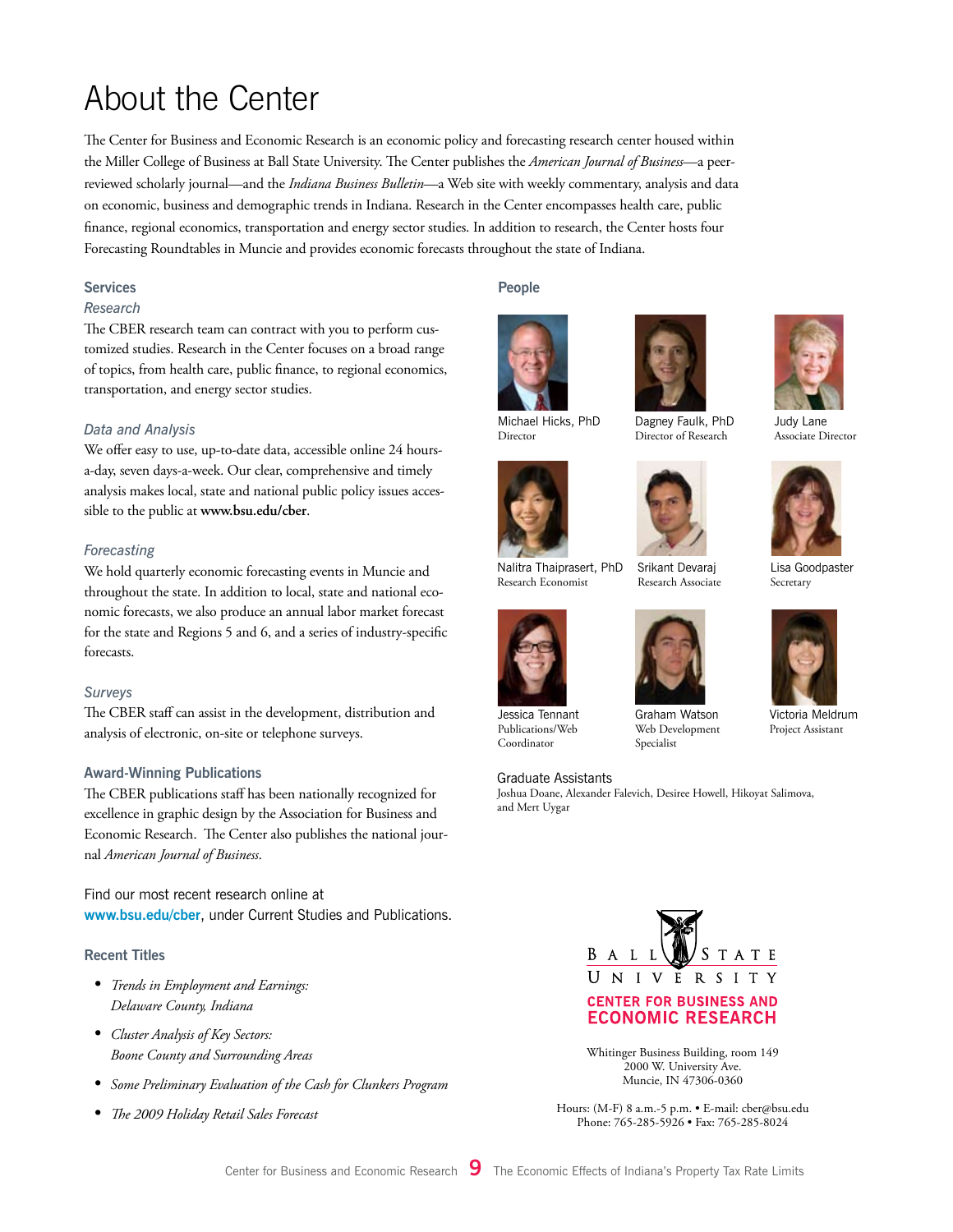# About the Center

The Center for Business and Economic Research is an economic policy and forecasting research center housed within the Miller College of Business at Ball State University. The Center publishes the *American Journal of Business*—a peer-reviewed scholarly journal—and the *Indiana Business Bulletin*—a Web site with weekly commentary, analysis and data on economic, business and demographic trends in Indiana. Research in the Center encompasses health care, public finance, regional economics, transportation and energy sector studies. In addition to research, the Center hosts four Forecasting Roundtables in Muncie and provides economic forecasts throughout the state of Indiana.

## Services

### *Research*

The CBER research team can contract with you to perform customized studies. Research in the Center focuses on a broad range of topics, from health care, public finance, to regional economics, transportation, and energy sector studies.

### *Data and Analysis*

We offer easy to use, up-to-date data, accessible online 24 hours-a-day, seven days-a-week. Our clear, comprehensive and timely analysis makes local, state and national public policy issues accessible to the public at **www.bsu.edu/cber**.

### *Forecasting*

We hold quarterly economic forecasting events in Muncie and throughout the state. In addition to local, state and national economic forecasts, we also produce an annual labor market forecast for the state and Regions 5 and 6, and a series of industry-specific forecasts.

### *Surveys*

The CBER staff can assist in the development, distribution and analysis of electronic, on-site or telephone surveys.

## Award-Winning Publications

The CBER publications staff has been nationally recognized for excellence in graphic design by the Association for Business and Economic Research. The Center also publishes the national journal *American Journal of Business*.

Find our most recent research online at **www.bsu.edu/cber**, under Current Studies and Publications.

## Recent Titles

- *Trends in Employment and Earnings: Delaware County, Indiana*
- *Cluster Analysis of Key Sectors: Boone County and Surrounding Areas*
- *Some Preliminary Evaluation of the Cash for Clunkers Program*
- *The 2009 Holiday Retail Sales Forecast*

## People

Michael Hicks, PhD
Director

Dagney Faulk, PhD
Director of Research

Judy Lane
Associate Director

Nalitra Thaiprasert, PhD
Research Economist

Srikant Devaraj
Research Associate

Lisa Goodpaster
Secretary

Jessica Tennant
Publications/Web Coordinator

Graham Watson
Web Development Specialist

Victoria Meldrum
Project Assistant

Graduate Assistants
Joshua Doane, Alexander Falevich, Desiree Howell, Hikoyat Salimova, and Mert Uygar

BALL STATE UNIVERSITY
CENTER FOR BUSINESS AND ECONOMIC RESEARCH

Whitinger Business Building, room 149
2000 W. University Ave.
Muncie, IN 47306-0360

Hours: (M-F) 8 a.m.-5 p.m. • E-mail: cber@bsu.edu
Phone: 765-285-5926 • Fax: 765-285-8024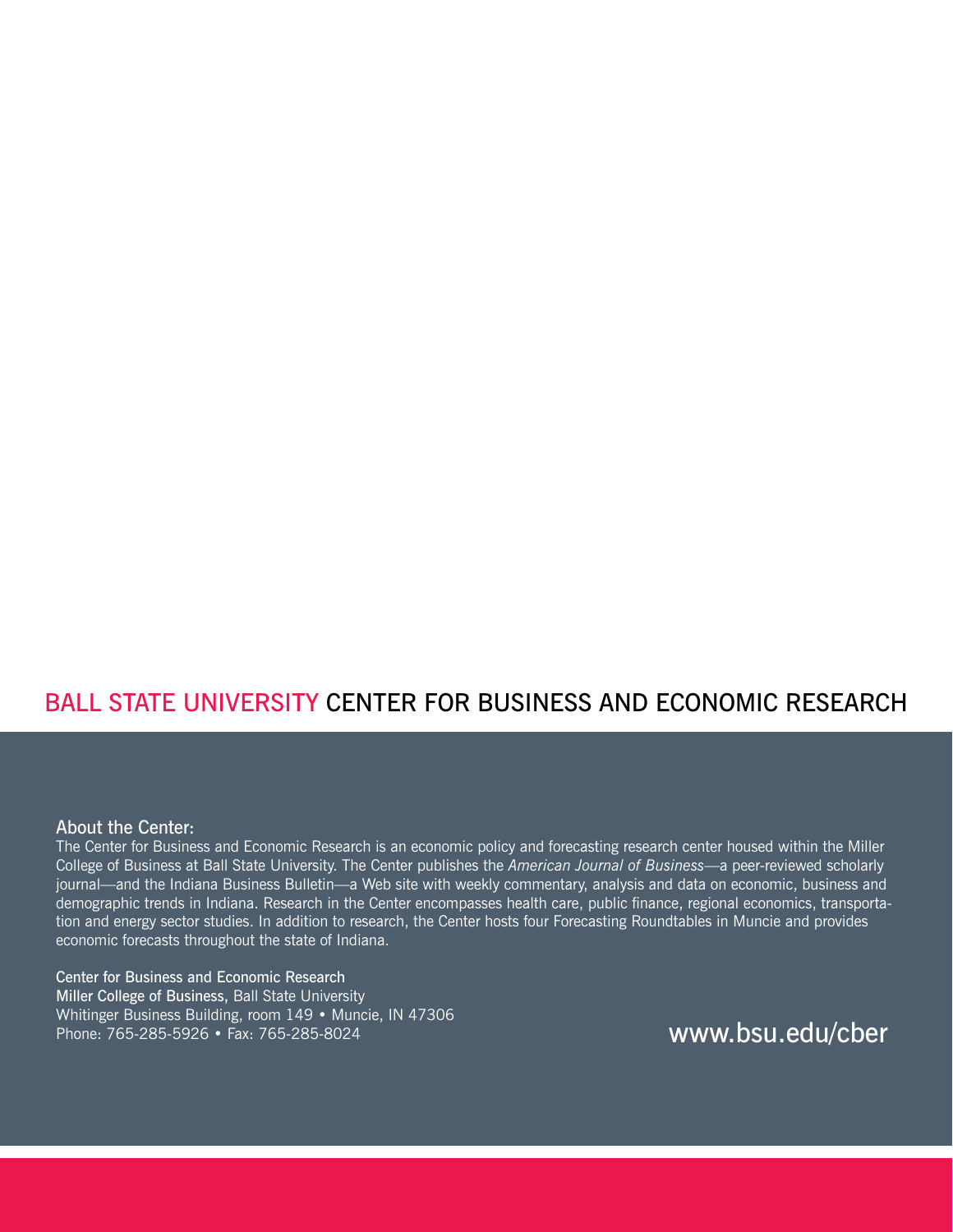## BALL STATE UNIVERSITY CENTER FOR BUSINESS AND ECONOMIC RESEARCH

### About the Center:

The Center for Business and Economic Research is an economic policy and forecasting research center housed within the Miller College of Business at Ball State University. The Center publishes the *American Journal of Business*—a peer-reviewed scholarly journal—and the Indiana Business Bulletin—a Web site with weekly commentary, analysis and data on economic, business and demographic trends in Indiana. Research in the Center encompasses health care, public finance, regional economics, transportation and energy sector studies. In addition to research, the Center hosts four Forecasting Roundtables in Muncie and provides economic forecasts throughout the state of Indiana.

Center for Business and Economic Research
Miller College of Business, Ball State University
Whitinger Business Building, room 149 • Muncie, IN 47306
Phone: 765-285-5926 • Fax: 765-285-8024

www.bsu.edu/cber